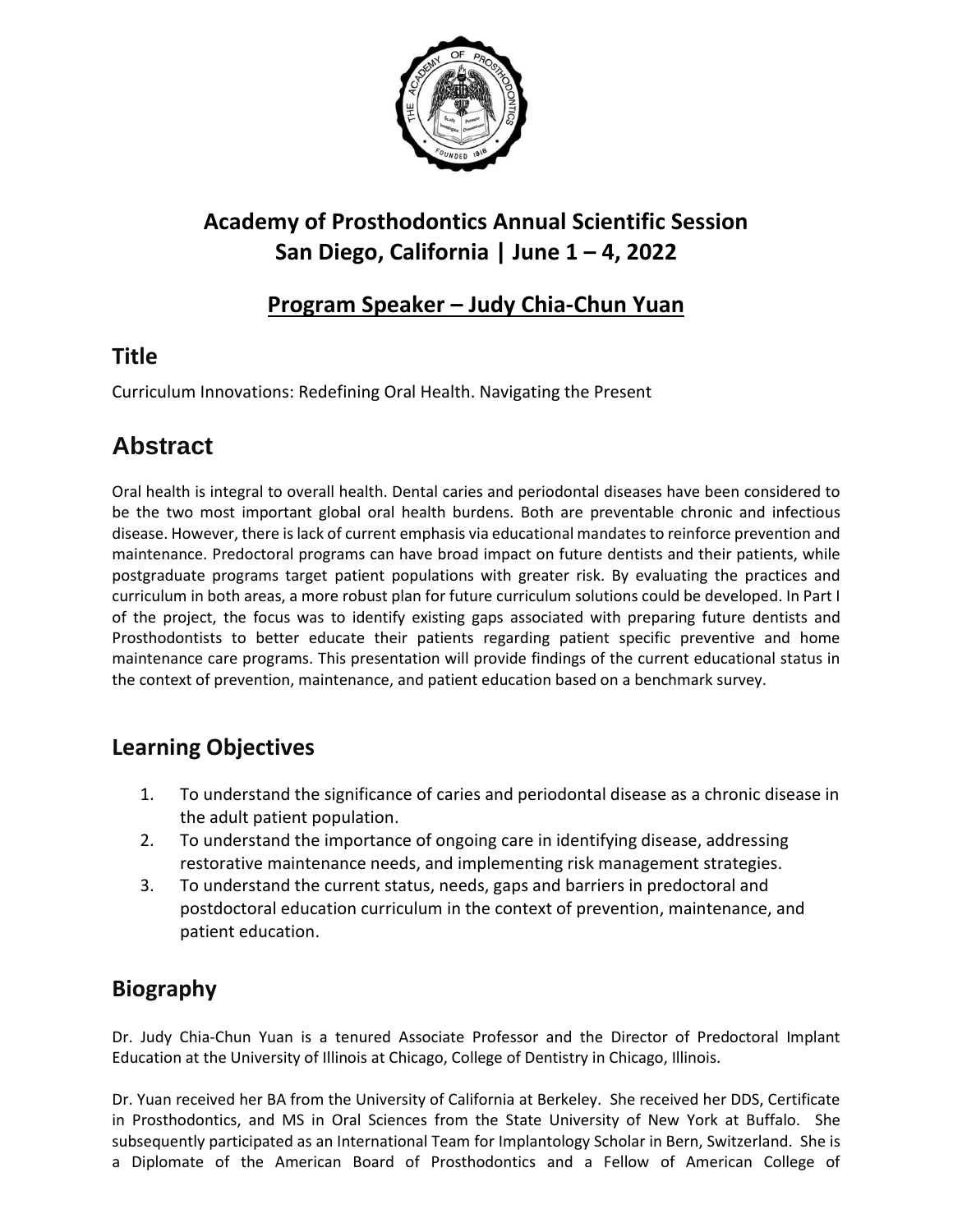# Academy of Prosthodontics Annual Scientific Session
# San Diego, California | June 1 – 4, 2022

## Program Speaker – Judy Chia-Chun Yuan

## Title

Curriculum Innovations: Redefining Oral Health. Navigating the Present

# Abstract

Oral health is integral to overall health. Dental caries and periodontal diseases have been considered to be the two most important global oral health burdens. Both are preventable chronic and infectious disease. However, there is lack of current emphasis via educational mandates to reinforce prevention and maintenance. Predoctoral programs can have broad impact on future dentists and their patients, while postgraduate programs target patient populations with greater risk. By evaluating the practices and curriculum in both areas, a more robust plan for future curriculum solutions could be developed. In Part I of the project, the focus was to identify existing gaps associated with preparing future dentists and Prosthodontists to better educate their patients regarding patient specific preventive and home maintenance care programs. This presentation will provide findings of the current educational status in the context of prevention, maintenance, and patient education based on a benchmark survey.

## Learning Objectives

1. To understand the significance of caries and periodontal disease as a chronic disease in the adult patient population.
2. To understand the importance of ongoing care in identifying disease, addressing restorative maintenance needs, and implementing risk management strategies.
3. To understand the current status, needs, gaps and barriers in predoctoral and postdoctoral education curriculum in the context of prevention, maintenance, and patient education.

## Biography

Dr. Judy Chia-Chun Yuan is a tenured Associate Professor and the Director of Predoctoral Implant Education at the University of Illinois at Chicago, College of Dentistry in Chicago, Illinois.

Dr. Yuan received her BA from the University of California at Berkeley. She received her DDS, Certificate in Prosthodontics, and MS in Oral Sciences from the State University of New York at Buffalo. She subsequently participated as an International Team for Implantology Scholar in Bern, Switzerland. She is a Diplomate of the American Board of Prosthodontics and a Fellow of American College of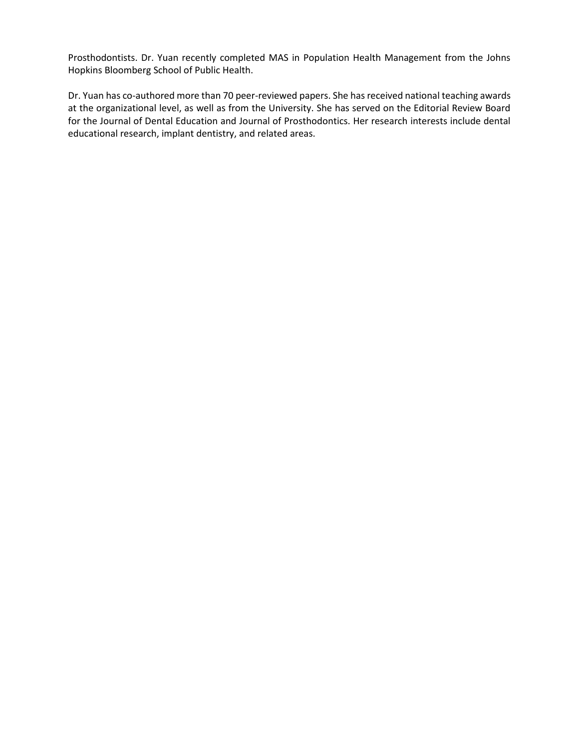Prosthodontists. Dr. Yuan recently completed MAS in Population Health Management from the Johns Hopkins Bloomberg School of Public Health.

Dr. Yuan has co-authored more than 70 peer-reviewed papers. She has received national teaching awards at the organizational level, as well as from the University. She has served on the Editorial Review Board for the Journal of Dental Education and Journal of Prosthodontics. Her research interests include dental educational research, implant dentistry, and related areas.